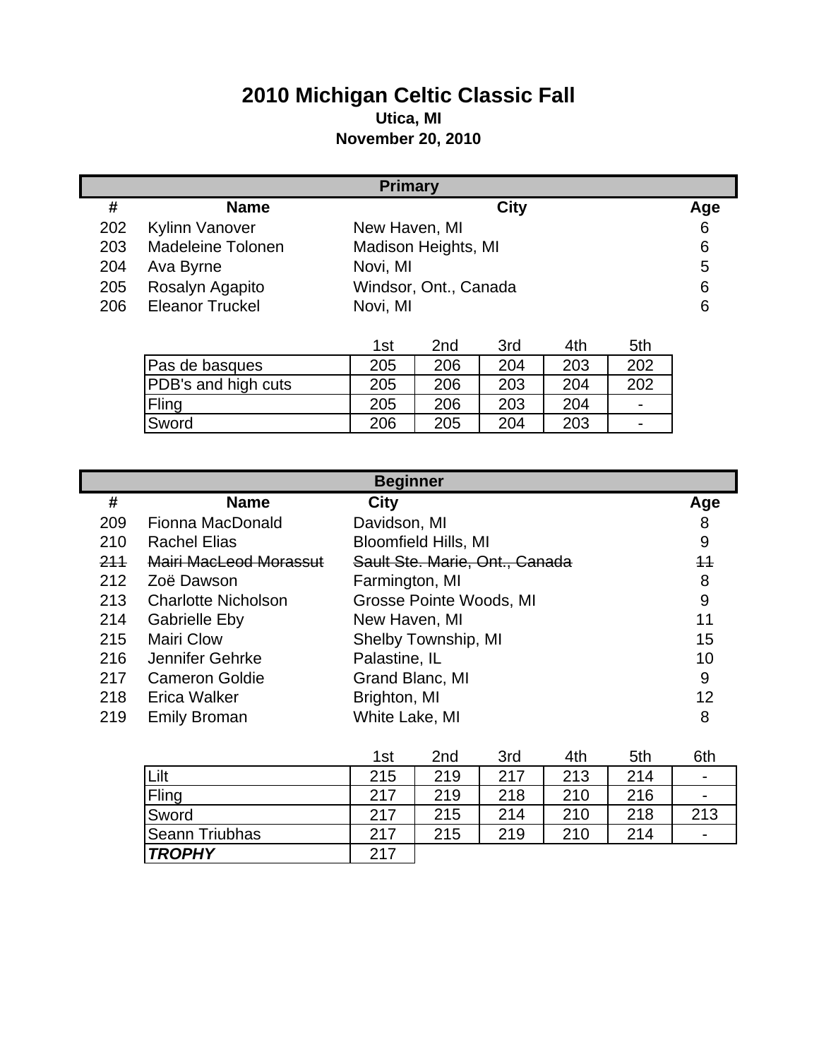# 2010 Michigan Celtic Classic Fall

**Utica, MI**

**November 20, 2010**

## Primary

| # | Name | City | Age |
|---|---|---|---|
| 202 | Kylinn Vanover | New Haven, MI | 6 |
| 203 | Madeleine Tolonen | Madison Heights, MI | 6 |
| 204 | Ava Byrne | Novi, MI | 5 |
| 205 | Rosalyn Agapito | Windsor, Ont., Canada | 6 |
| 206 | Eleanor Truckel | Novi, MI | 6 |

| | 1st | 2nd | 3rd | 4th | 5th |
|---|---|---|---|---|---|
| Pas de basques | 205 | 206 | 204 | 203 | 202 |
| PDB's and high cuts | 205 | 206 | 203 | 204 | 202 |
| Fling | 205 | 206 | 203 | 204 | - |
| Sword | 206 | 205 | 204 | 203 | - |

## Beginner

| # | Name | City | Age |
|---|---|---|---|
| 209 | Fionna MacDonald | Davidson, MI | 8 |
| 210 | Rachel Elias | Bloomfield Hills, MI | 9 |
| ~~211~~ | ~~Mairi MacLeod Morassut~~ | ~~Sault Ste. Marie, Ont., Canada~~ | ~~11~~ |
| 212 | Zoë Dawson | Farmington, MI | 8 |
| 213 | Charlotte Nicholson | Grosse Pointe Woods, MI | 9 |
| 214 | Gabrielle Eby | New Haven, MI | 11 |
| 215 | Mairi Clow | Shelby Township, MI | 15 |
| 216 | Jennifer Gehrke | Palastine, IL | 10 |
| 217 | Cameron Goldie | Grand Blanc, MI | 9 |
| 218 | Erica Walker | Brighton, MI | 12 |
| 219 | Emily Broman | White Lake, MI | 8 |

| | 1st | 2nd | 3rd | 4th | 5th | 6th |
|---|---|---|---|---|---|---|
| Lilt | 215 | 219 | 217 | 213 | 214 | - |
| Fling | 217 | 219 | 218 | 210 | 216 | - |
| Sword | 217 | 215 | 214 | 210 | 218 | 213 |
| Seann Triubhas | 217 | 215 | 219 | 210 | 214 | - |
| ***TROPHY*** | 217 | | | | | |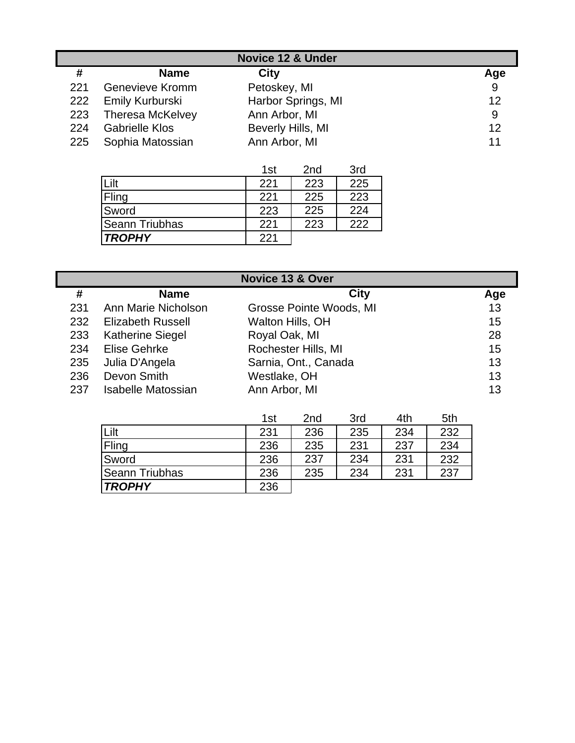## Novice 12 & Under

| # | Name | City | Age |
|---|---|---|---|
| 221 | Genevieve Kromm | Petoskey, MI | 9 |
| 222 | Emily Kurburski | Harbor Springs, MI | 12 |
| 223 | Theresa McKelvey | Ann Arbor, MI | 9 |
| 224 | Gabrielle Klos | Beverly Hills, MI | 12 |
| 225 | Sophia Matossian | Ann Arbor, MI | 11 |

| | 1st | 2nd | 3rd |
|---|---|---|---|
| Lilt | 221 | 223 | 225 |
| Fling | 221 | 225 | 223 |
| Sword | 223 | 225 | 224 |
| Seann Triubhas | 221 | 223 | 222 |
| ***TROPHY*** | 221 | | |

## Novice 13 & Over

| # | Name | City | Age |
|---|---|---|---|
| 231 | Ann Marie Nicholson | Grosse Pointe Woods, MI | 13 |
| 232 | Elizabeth Russell | Walton Hills, OH | 15 |
| 233 | Katherine Siegel | Royal Oak, MI | 28 |
| 234 | Elise Gehrke | Rochester Hills, MI | 15 |
| 235 | Julia D'Angela | Sarnia, Ont., Canada | 13 |
| 236 | Devon Smith | Westlake, OH | 13 |
| 237 | Isabelle Matossian | Ann Arbor, MI | 13 |

| | 1st | 2nd | 3rd | 4th | 5th |
|---|---|---|---|---|---|
| Lilt | 231 | 236 | 235 | 234 | 232 |
| Fling | 236 | 235 | 231 | 237 | 234 |
| Sword | 236 | 237 | 234 | 231 | 232 |
| Seann Triubhas | 236 | 235 | 234 | 231 | 237 |
| ***TROPHY*** | 236 | | | | |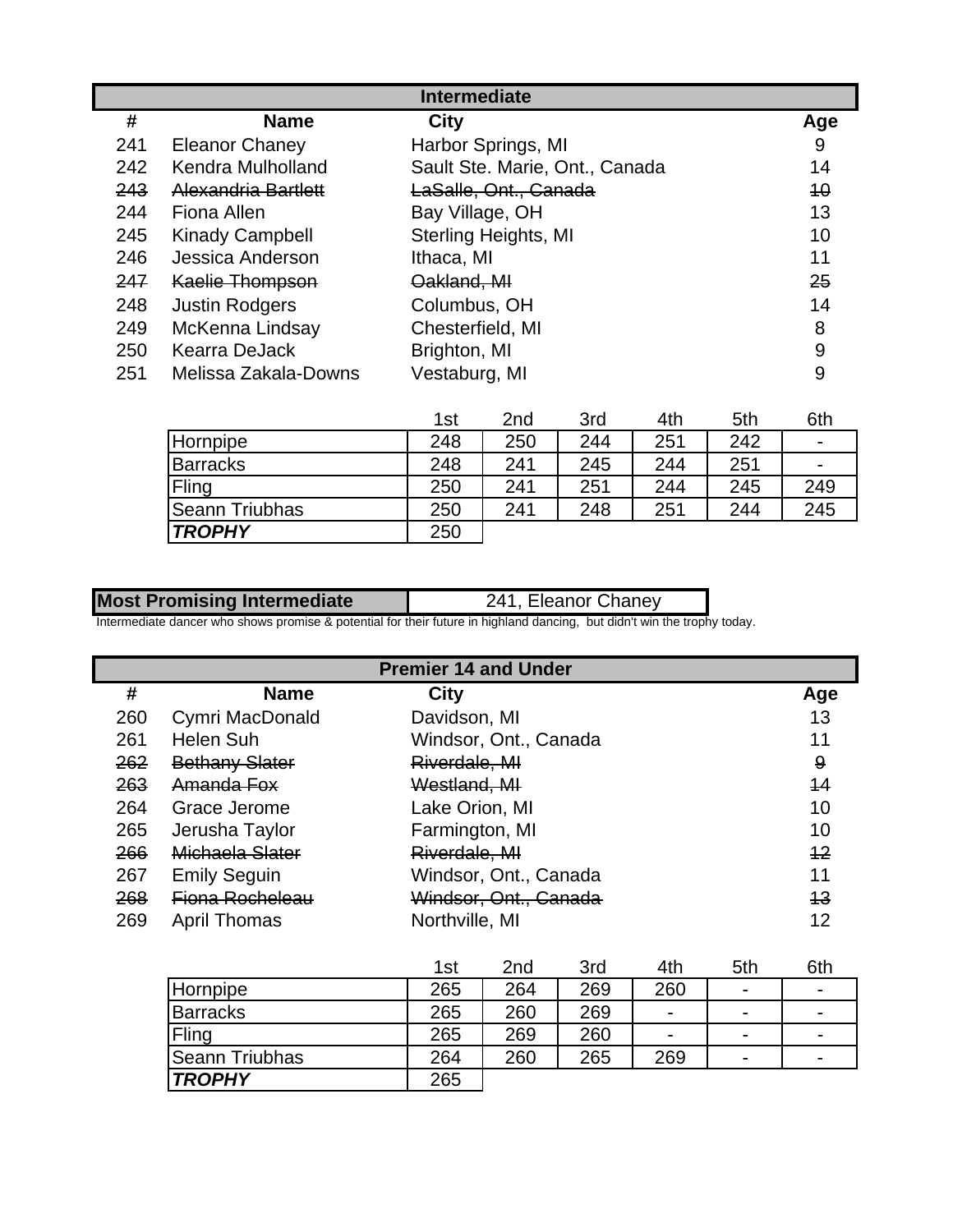## Intermediate

| # | Name | City | Age |
|---|---|---|---|
| 241 | Eleanor Chaney | Harbor Springs, MI | 9 |
| 242 | Kendra Mulholland | Sault Ste. Marie, Ont., Canada | 14 |
| ~~243~~ | ~~Alexandria Bartlett~~ | ~~LaSalle, Ont., Canada~~ | ~~10~~ |
| 244 | Fiona Allen | Bay Village, OH | 13 |
| 245 | Kinady Campbell | Sterling Heights, MI | 10 |
| 246 | Jessica Anderson | Ithaca, MI | 11 |
| ~~247~~ | ~~Kaelie Thompson~~ | ~~Oakland, MI~~ | ~~25~~ |
| 248 | Justin Rodgers | Columbus, OH | 14 |
| 249 | McKenna Lindsay | Chesterfield, MI | 8 |
| 250 | Kearra DeJack | Brighton, MI | 9 |
| 251 | Melissa Zakala-Downs | Vestaburg, MI | 9 |

| | 1st | 2nd | 3rd | 4th | 5th | 6th |
|---|---|---|---|---|---|---|
| Hornpipe | 248 | 250 | 244 | 251 | 242 | - |
| Barracks | 248 | 241 | 245 | 244 | 251 | - |
| Fling | 250 | 241 | 251 | 244 | 245 | 249 |
| Seann Triubhas | 250 | 241 | 248 | 251 | 244 | 245 |
| ***TROPHY*** | 250 | | | | | |

| **Most Promising Intermediate** | 241, Eleanor Chaney |
|---|---|

Intermediate dancer who shows promise & potential for their future in highland dancing, but didn't win the trophy today.

## Premier 14 and Under

| # | Name | City | Age |
|---|---|---|---|
| 260 | Cymri MacDonald | Davidson, MI | 13 |
| 261 | Helen Suh | Windsor, Ont., Canada | 11 |
| ~~262~~ | ~~Bethany Slater~~ | ~~Riverdale, MI~~ | ~~9~~ |
| ~~263~~ | ~~Amanda Fox~~ | ~~Westland, MI~~ | ~~14~~ |
| 264 | Grace Jerome | Lake Orion, MI | 10 |
| 265 | Jerusha Taylor | Farmington, MI | 10 |
| ~~266~~ | ~~Michaela Slater~~ | ~~Riverdale, MI~~ | ~~12~~ |
| 267 | Emily Seguin | Windsor, Ont., Canada | 11 |
| ~~268~~ | ~~Fiona Rocheleau~~ | ~~Windsor, Ont., Canada~~ | ~~13~~ |
| 269 | April Thomas | Northville, MI | 12 |

| | 1st | 2nd | 3rd | 4th | 5th | 6th |
|---|---|---|---|---|---|---|
| Hornpipe | 265 | 264 | 269 | 260 | - | - |
| Barracks | 265 | 260 | 269 | - | - | - |
| Fling | 265 | 269 | 260 | - | - | - |
| Seann Triubhas | 264 | 260 | 265 | 269 | - | - |
| ***TROPHY*** | 265 | | | | | |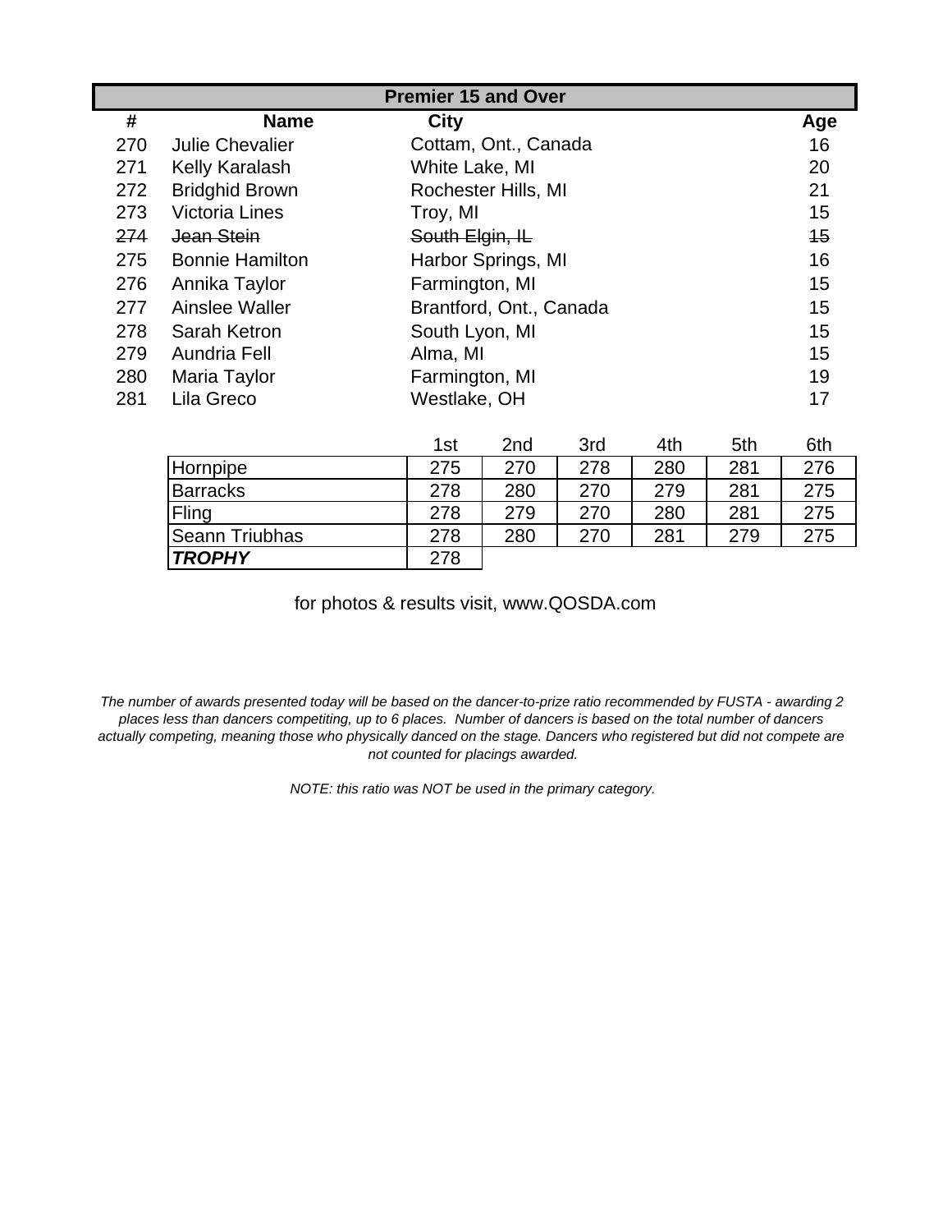## Premier 15 and Over

| # | Name | City | Age |
|---|---|---|---|
| 270 | Julie Chevalier | Cottam, Ont., Canada | 16 |
| 271 | Kelly Karalash | White Lake, MI | 20 |
| 272 | Bridghid Brown | Rochester Hills, MI | 21 |
| 273 | Victoria Lines | Troy, MI | 15 |
| ~~274~~ | ~~Jean Stein~~ | ~~South Elgin, IL~~ | ~~15~~ |
| 275 | Bonnie Hamilton | Harbor Springs, MI | 16 |
| 276 | Annika Taylor | Farmington, MI | 15 |
| 277 | Ainslee Waller | Brantford, Ont., Canada | 15 |
| 278 | Sarah Ketron | South Lyon, MI | 15 |
| 279 | Aundria Fell | Alma, MI | 15 |
| 280 | Maria Taylor | Farmington, MI | 19 |
| 281 | Lila Greco | Westlake, OH | 17 |

| | 1st | 2nd | 3rd | 4th | 5th | 6th |
|---|---|---|---|---|---|---|
| Hornpipe | 275 | 270 | 278 | 280 | 281 | 276 |
| Barracks | 278 | 280 | 270 | 279 | 281 | 275 |
| Fling | 278 | 279 | 270 | 280 | 281 | 275 |
| Seann Triubhas | 278 | 280 | 270 | 281 | 279 | 275 |
| ***TROPHY*** | 278 | | | | | |

for photos & results visit, www.QOSDA.com

*The number of awards presented today will be based on the dancer-to-prize ratio recommended by FUSTA - awarding 2 places less than dancers competiting, up to 6 places. Number of dancers is based on the total number of dancers actually competing, meaning those who physically danced on the stage. Dancers who registered but did not compete are not counted for placings awarded.*

*NOTE: this ratio was NOT be used in the primary category.*